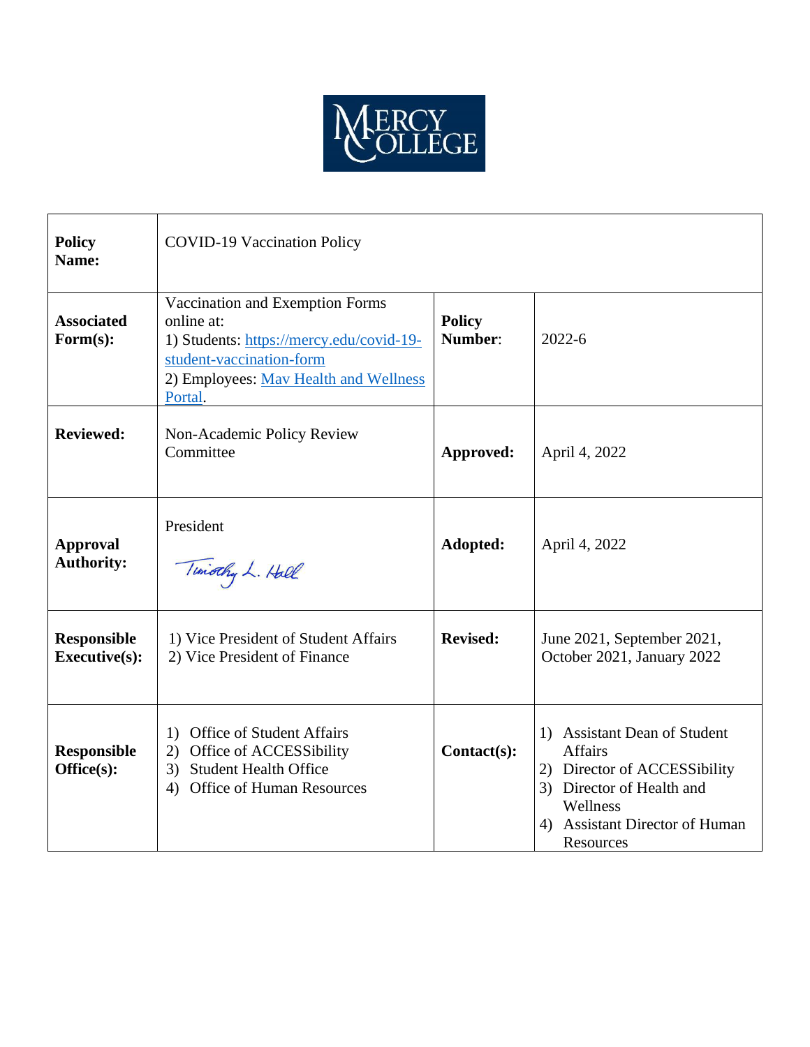MERCY COLLEGE

| **Policy Name:** | COVID-19 Vaccination Policy | | |
|---|---|---|---|
| **Associated Form(s):** | Vaccination and Exemption Forms online at: 1) Students: [https://mercy.edu/covid-19-student-vaccination-form](https://mercy.edu/covid-19-student-vaccination-form) 2) Employees: Mav Health and Wellness Portal. | **Policy Number**: | 2022-6 |
| **Reviewed:** | Non-Academic Policy Review Committee | **Approved:** | April 4, 2022 |
| **Approval Authority:** | President Timothy L. Hall | **Adopted:** | April 4, 2022 |
| **Responsible Executive(s):** | 1) Vice President of Student Affairs 2) Vice President of Finance | **Revised:** | June 2021, September 2021, October 2021, January 2022 |
| **Responsible Office(s):** | 1) Office of Student Affairs 2) Office of ACCESSibility 3) Student Health Office 4) Office of Human Resources | **Contact(s):** | 1) Assistant Dean of Student Affairs 2) Director of ACCESSibility 3) Director of Health and Wellness 4) Assistant Director of Human Resources |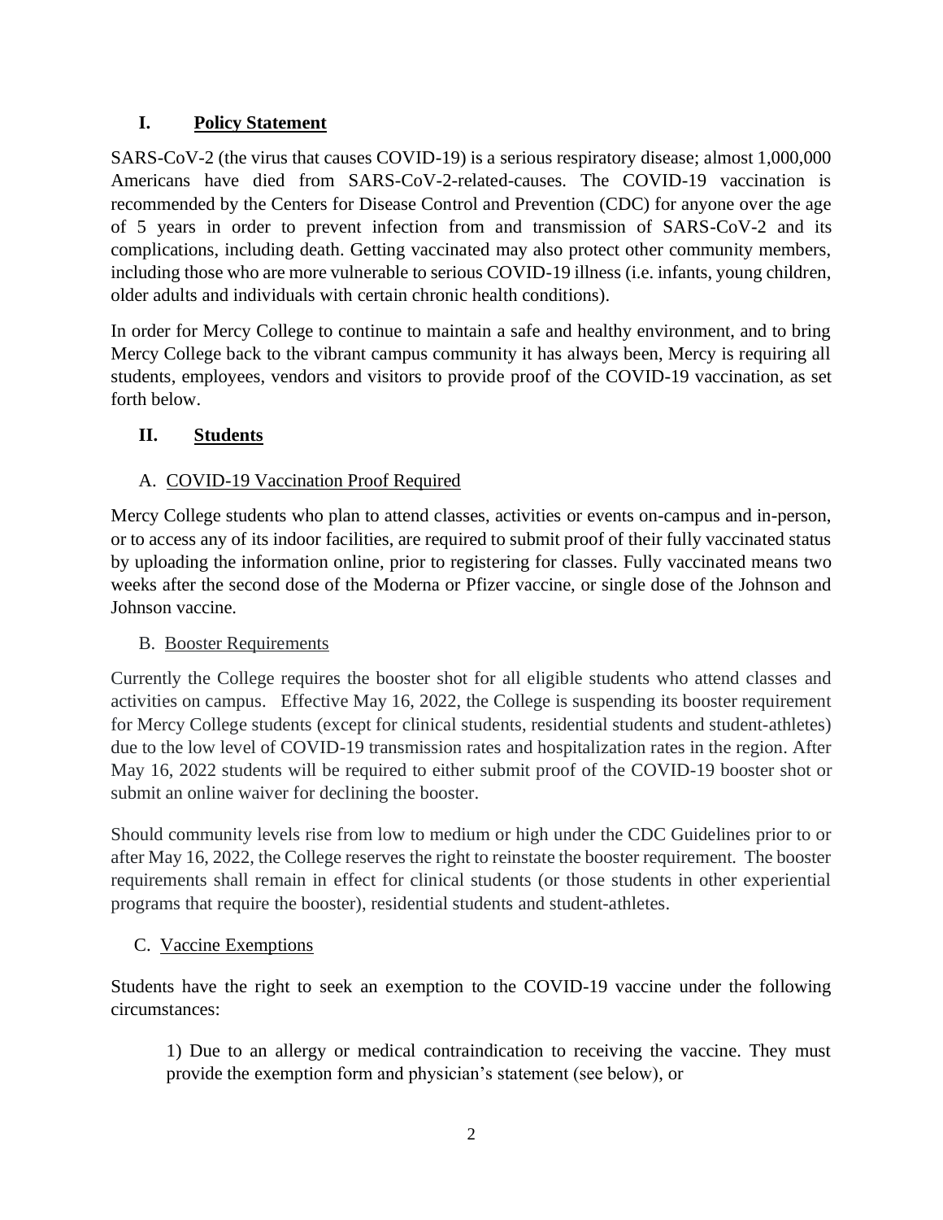## I. Policy Statement

SARS-CoV-2 (the virus that causes COVID-19) is a serious respiratory disease; almost 1,000,000 Americans have died from SARS-CoV-2-related-causes. The COVID-19 vaccination is recommended by the Centers for Disease Control and Prevention (CDC) for anyone over the age of 5 years in order to prevent infection from and transmission of SARS-CoV-2 and its complications, including death. Getting vaccinated may also protect other community members, including those who are more vulnerable to serious COVID-19 illness (i.e. infants, young children, older adults and individuals with certain chronic health conditions).

In order for Mercy College to continue to maintain a safe and healthy environment, and to bring Mercy College back to the vibrant campus community it has always been, Mercy is requiring all students, employees, vendors and visitors to provide proof of the COVID-19 vaccination, as set forth below.

## II. Students

### A. COVID-19 Vaccination Proof Required

Mercy College students who plan to attend classes, activities or events on-campus and in-person, or to access any of its indoor facilities, are required to submit proof of their fully vaccinated status by uploading the information online, prior to registering for classes. Fully vaccinated means two weeks after the second dose of the Moderna or Pfizer vaccine, or single dose of the Johnson and Johnson vaccine.

### B. Booster Requirements

Currently the College requires the booster shot for all eligible students who attend classes and activities on campus. Effective May 16, 2022, the College is suspending its booster requirement for Mercy College students (except for clinical students, residential students and student-athletes) due to the low level of COVID-19 transmission rates and hospitalization rates in the region. After May 16, 2022 students will be required to either submit proof of the COVID-19 booster shot or submit an online waiver for declining the booster.

Should community levels rise from low to medium or high under the CDC Guidelines prior to or after May 16, 2022, the College reserves the right to reinstate the booster requirement. The booster requirements shall remain in effect for clinical students (or those students in other experiential programs that require the booster), residential students and student-athletes.

### C. Vaccine Exemptions

Students have the right to seek an exemption to the COVID-19 vaccine under the following circumstances:

1) Due to an allergy or medical contraindication to receiving the vaccine. They must provide the exemption form and physician's statement (see below), or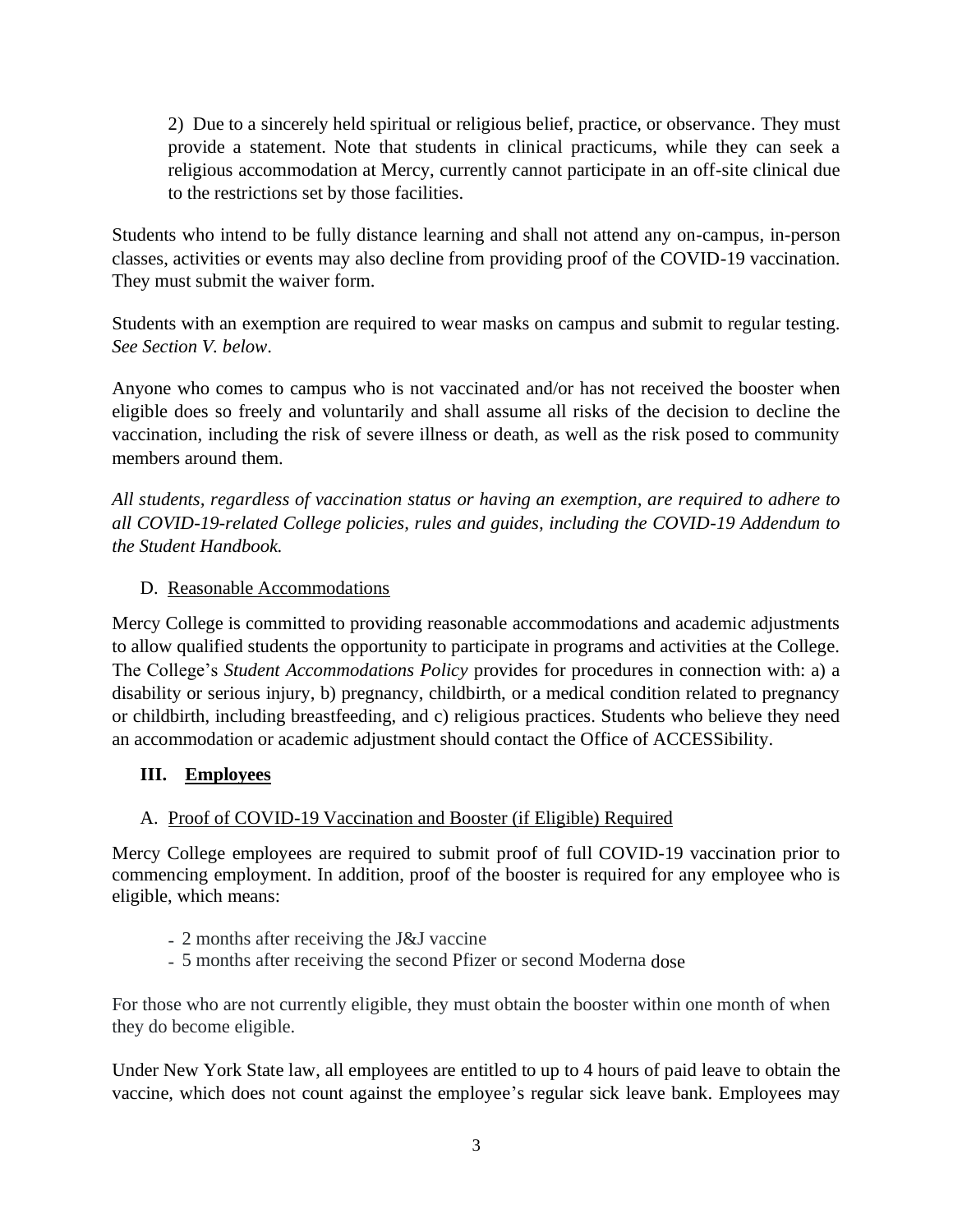2) Due to a sincerely held spiritual or religious belief, practice, or observance. They must provide a statement. Note that students in clinical practicums, while they can seek a religious accommodation at Mercy, currently cannot participate in an off-site clinical due to the restrictions set by those facilities.

Students who intend to be fully distance learning and shall not attend any on-campus, in-person classes, activities or events may also decline from providing proof of the COVID-19 vaccination. They must submit the waiver form.

Students with an exemption are required to wear masks on campus and submit to regular testing. *See Section V. below*.

Anyone who comes to campus who is not vaccinated and/or has not received the booster when eligible does so freely and voluntarily and shall assume all risks of the decision to decline the vaccination, including the risk of severe illness or death, as well as the risk posed to community members around them.

*All students, regardless of vaccination status or having an exemption, are required to adhere to all COVID-19-related College policies, rules and guides, including the COVID-19 Addendum to the Student Handbook.*

D. Reasonable Accommodations

Mercy College is committed to providing reasonable accommodations and academic adjustments to allow qualified students the opportunity to participate in programs and activities at the College. The College's *Student Accommodations Policy* provides for procedures in connection with: a) a disability or serious injury, b) pregnancy, childbirth, or a medical condition related to pregnancy or childbirth, including breastfeeding, and c) religious practices. Students who believe they need an accommodation or academic adjustment should contact the Office of ACCESSibility.

## III. Employees

A. Proof of COVID-19 Vaccination and Booster (if Eligible) Required

Mercy College employees are required to submit proof of full COVID-19 vaccination prior to commencing employment. In addition, proof of the booster is required for any employee who is eligible, which means:

- 2 months after receiving the J&J vaccine
- 5 months after receiving the second Pfizer or second Moderna dose

For those who are not currently eligible, they must obtain the booster within one month of when they do become eligible.

Under New York State law, all employees are entitled to up to 4 hours of paid leave to obtain the vaccine, which does not count against the employee's regular sick leave bank. Employees may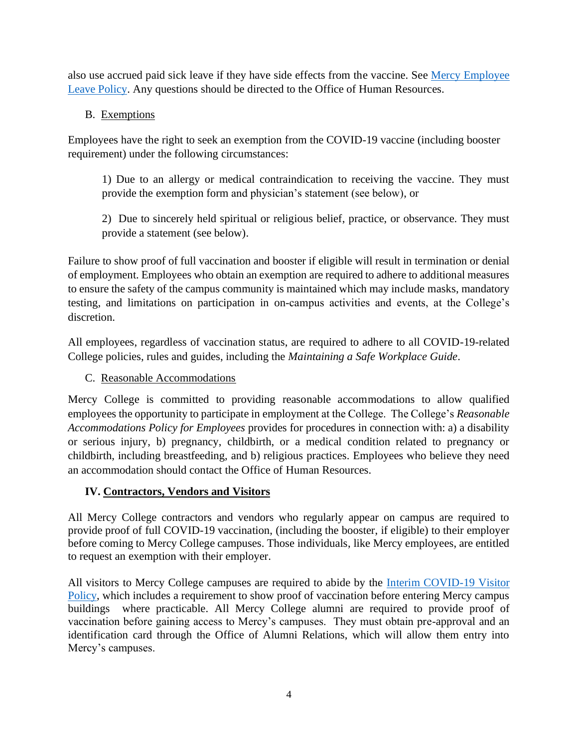also use accrued paid sick leave if they have side effects from the vaccine. See [Mercy Employee Leave Policy](). Any questions should be directed to the Office of Human Resources.

### B. Exemptions

Employees have the right to seek an exemption from the COVID-19 vaccine (including booster requirement) under the following circumstances:

> 1) Due to an allergy or medical contraindication to receiving the vaccine. They must provide the exemption form and physician's statement (see below), or
>
> 2) Due to sincerely held spiritual or religious belief, practice, or observance. They must provide a statement (see below).

Failure to show proof of full vaccination and booster if eligible will result in termination or denial of employment. Employees who obtain an exemption are required to adhere to additional measures to ensure the safety of the campus community is maintained which may include masks, mandatory testing, and limitations on participation in on-campus activities and events, at the College's discretion.

All employees, regardless of vaccination status, are required to adhere to all COVID-19-related College policies, rules and guides, including the *Maintaining a Safe Workplace Guide*.

### C. Reasonable Accommodations

Mercy College is committed to providing reasonable accommodations to allow qualified employees the opportunity to participate in employment at the College. The College's *Reasonable Accommodations Policy for Employees* provides for procedures in connection with: a) a disability or serious injury, b) pregnancy, childbirth, or a medical condition related to pregnancy or childbirth, including breastfeeding, and b) religious practices. Employees who believe they need an accommodation should contact the Office of Human Resources.

## IV. Contractors, Vendors and Visitors

All Mercy College contractors and vendors who regularly appear on campus are required to provide proof of full COVID-19 vaccination, (including the booster, if eligible) to their employer before coming to Mercy College campuses. Those individuals, like Mercy employees, are entitled to request an exemption with their employer.

All visitors to Mercy College campuses are required to abide by the [Interim COVID-19 Visitor Policy](), which includes a requirement to show proof of vaccination before entering Mercy campus buildings where practicable. All Mercy College alumni are required to provide proof of vaccination before gaining access to Mercy's campuses. They must obtain pre-approval and an identification card through the Office of Alumni Relations, which will allow them entry into Mercy's campuses.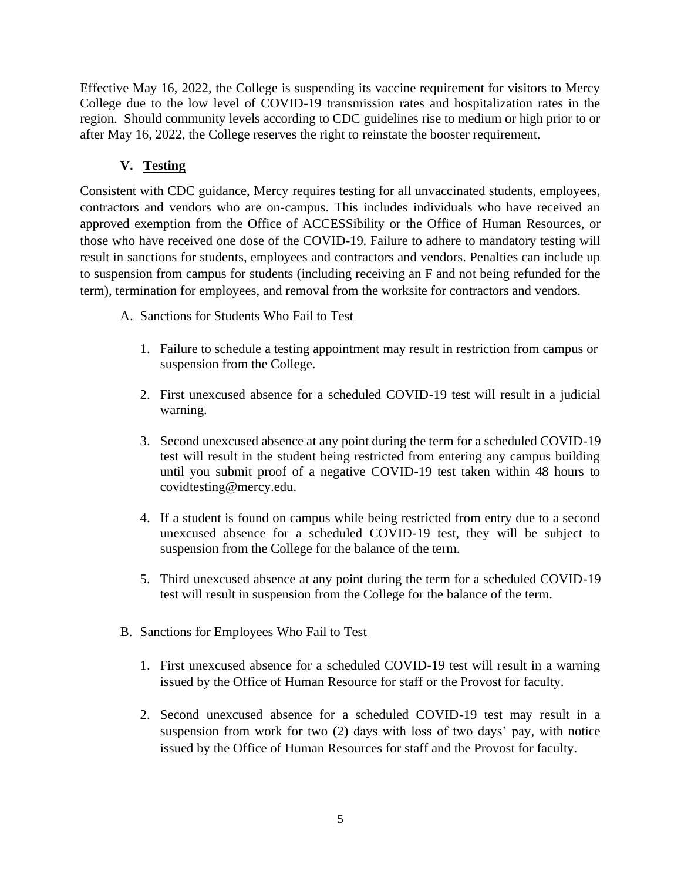Effective May 16, 2022, the College is suspending its vaccine requirement for visitors to Mercy College due to the low level of COVID-19 transmission rates and hospitalization rates in the region. Should community levels according to CDC guidelines rise to medium or high prior to or after May 16, 2022, the College reserves the right to reinstate the booster requirement.

## V. **Testing**

Consistent with CDC guidance, Mercy requires testing for all unvaccinated students, employees, contractors and vendors who are on-campus. This includes individuals who have received an approved exemption from the Office of ACCESSibility or the Office of Human Resources, or those who have received one dose of the COVID-19. Failure to adhere to mandatory testing will result in sanctions for students, employees and contractors and vendors. Penalties can include up to suspension from campus for students (including receiving an F and not being refunded for the term), termination for employees, and removal from the worksite for contractors and vendors.

A. Sanctions for Students Who Fail to Test

1. Failure to schedule a testing appointment may result in restriction from campus or suspension from the College.
2. First unexcused absence for a scheduled COVID-19 test will result in a judicial warning.
3. Second unexcused absence at any point during the term for a scheduled COVID-19 test will result in the student being restricted from entering any campus building until you submit proof of a negative COVID-19 test taken within 48 hours to covidtesting@mercy.edu.
4. If a student is found on campus while being restricted from entry due to a second unexcused absence for a scheduled COVID-19 test, they will be subject to suspension from the College for the balance of the term.
5. Third unexcused absence at any point during the term for a scheduled COVID-19 test will result in suspension from the College for the balance of the term.

B. Sanctions for Employees Who Fail to Test

1. First unexcused absence for a scheduled COVID-19 test will result in a warning issued by the Office of Human Resource for staff or the Provost for faculty.
2. Second unexcused absence for a scheduled COVID-19 test may result in a suspension from work for two (2) days with loss of two days' pay, with notice issued by the Office of Human Resources for staff and the Provost for faculty.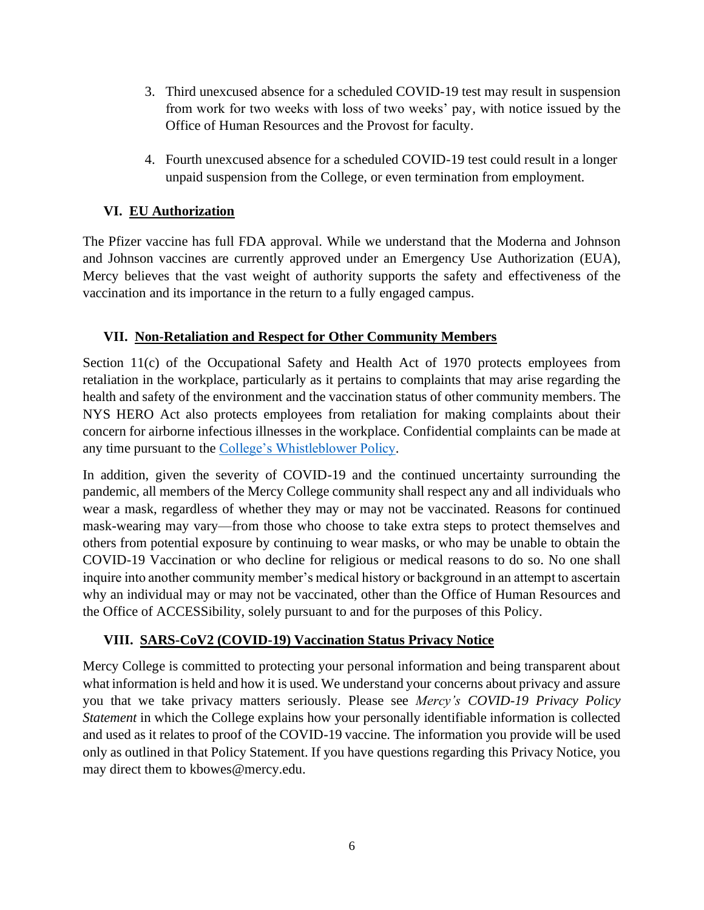3. Third unexcused absence for a scheduled COVID-19 test may result in suspension from work for two weeks with loss of two weeks' pay, with notice issued by the Office of Human Resources and the Provost for faculty.

4. Fourth unexcused absence for a scheduled COVID-19 test could result in a longer unpaid suspension from the College, or even termination from employment.

## VI. EU Authorization

The Pfizer vaccine has full FDA approval. While we understand that the Moderna and Johnson and Johnson vaccines are currently approved under an Emergency Use Authorization (EUA), Mercy believes that the vast weight of authority supports the safety and effectiveness of the vaccination and its importance in the return to a fully engaged campus.

## VII. Non-Retaliation and Respect for Other Community Members

Section 11(c) of the Occupational Safety and Health Act of 1970 protects employees from retaliation in the workplace, particularly as it pertains to complaints that may arise regarding the health and safety of the environment and the vaccination status of other community members. The NYS HERO Act also protects employees from retaliation for making complaints about their concern for airborne infectious illnesses in the workplace. Confidential complaints can be made at any time pursuant to the College's Whistleblower Policy.

In addition, given the severity of COVID-19 and the continued uncertainty surrounding the pandemic, all members of the Mercy College community shall respect any and all individuals who wear a mask, regardless of whether they may or may not be vaccinated. Reasons for continued mask-wearing may vary—from those who choose to take extra steps to protect themselves and others from potential exposure by continuing to wear masks, or who may be unable to obtain the COVID-19 Vaccination or who decline for religious or medical reasons to do so. No one shall inquire into another community member's medical history or background in an attempt to ascertain why an individual may or may not be vaccinated, other than the Office of Human Resources and the Office of ACCESSibility, solely pursuant to and for the purposes of this Policy.

## VIII. SARS-CoV2 (COVID-19) Vaccination Status Privacy Notice

Mercy College is committed to protecting your personal information and being transparent about what information is held and how it is used. We understand your concerns about privacy and assure you that we take privacy matters seriously. Please see *Mercy's COVID-19 Privacy Policy Statement* in which the College explains how your personally identifiable information is collected and used as it relates to proof of the COVID-19 vaccine. The information you provide will be used only as outlined in that Policy Statement. If you have questions regarding this Privacy Notice, you may direct them to kbowes@mercy.edu.